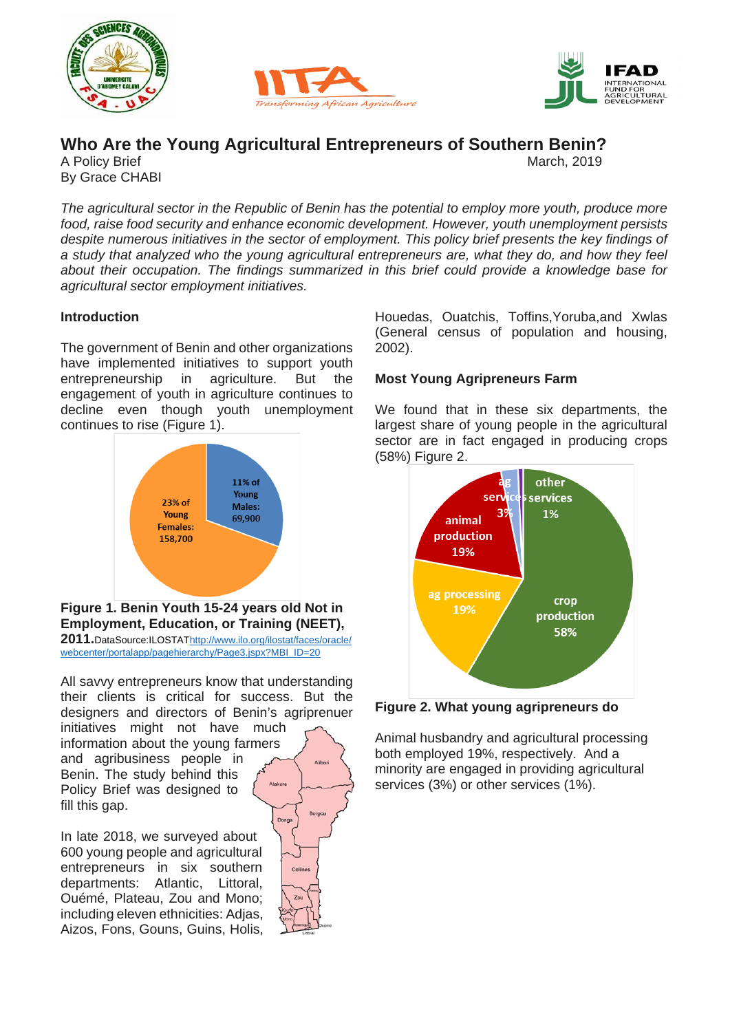# Who Are the Young Agricultural Entrepreneurs of Southern Benin?

A Policy Brief

March, 2019

By Grace CHABI

*The agricultural sector in the Republic of Benin has the potential to employ more youth, produce more food, raise food security and enhance economic development. However, youth unemployment persists despite numerous initiatives in the sector of employment. This policy brief presents the key findings of a study that analyzed who the young agricultural entrepreneurs are, what they do, and how they feel about their occupation. The findings summarized in this brief could provide a knowledge base for agricultural sector employment initiatives.*

## Introduction

The government of Benin and other organizations have implemented initiatives to support youth entrepreneurship in agriculture. But the engagement of youth in agriculture continues to decline even though youth unemployment continues to rise (Figure 1).

**Figure 1. Benin Youth 15-24 years old Not in Employment, Education, or Training (NEET), 2011.** DataSource:ILOSTAT http://www.ilo.org/ilostat/faces/oracle/webcenter/portalapp/pagehierarchy/Page3.jspx?MBI_ID=20

All savvy entrepreneurs know that understanding their clients is critical for success. But the designers and directors of Benin's agriprenuer initiatives might not have much information about the young farmers and agribusiness people in Benin. The study behind this Policy Brief was designed to fill this gap.

In late 2018, we surveyed about 600 young people and agricultural entrepreneurs in six southern departments: Atlantic, Littoral, Ouémé, Plateau, Zou and Mono; including eleven ethnicities: Adjas, Aizos, Fons, Gouns, Guins, Holis, Houedas, Ouatchis, Toffins,Yoruba,and Xwlas (General census of population and housing, 2002).

## Most Young Agripreneurs Farm

We found that in these six departments, the largest share of young people in the agricultural sector are in fact engaged in producing crops (58%) Figure 2.

**Figure 2. What young agripreneurs do**

Animal husbandry and agricultural processing both employed 19%, respectively. And a minority are engaged in providing agricultural services (3%) or other services (1%).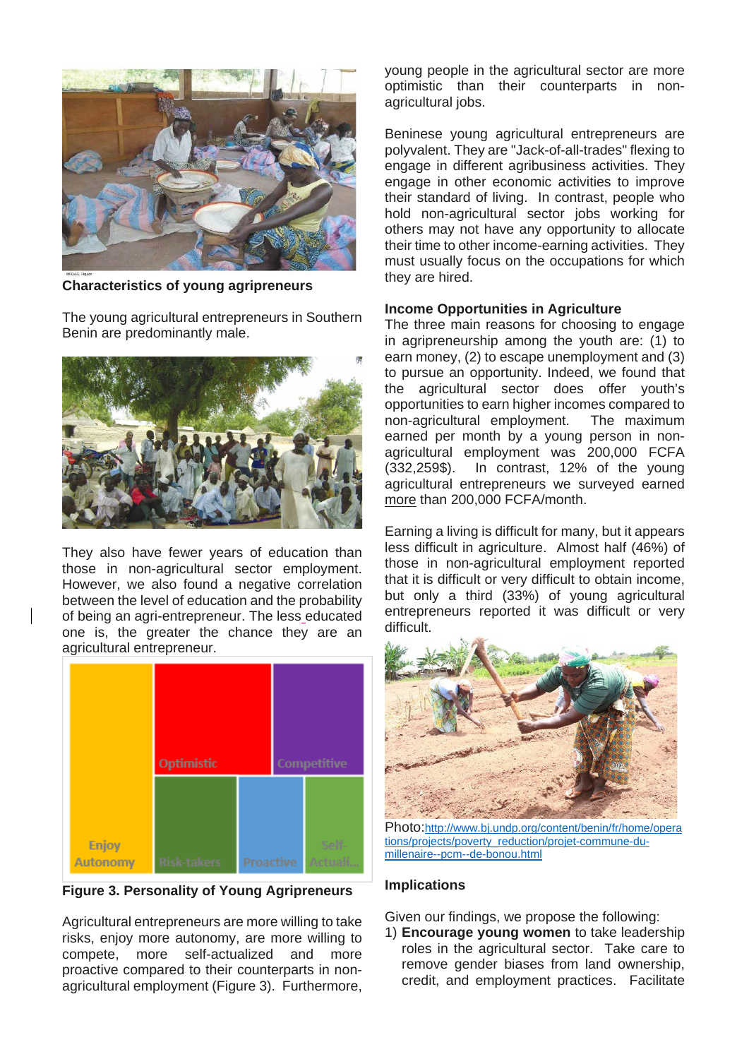### Characteristics of young agripreneurs

The young agricultural entrepreneurs in Southern Benin are predominantly male.

They also have fewer years of education than those in non-agricultural sector employment. However, we also found a negative correlation between the level of education and the probability of being an agri-entrepreneur. The less educated one is, the greater the chance they are an agricultural entrepreneur.

**Figure 3. Personality of Young Agripreneurs**

Agricultural entrepreneurs are more willing to take risks, enjoy more autonomy, are more willing to compete, more self-actualized and more proactive compared to their counterparts in non-agricultural employment (Figure 3). Furthermore, young people in the agricultural sector are more optimistic than their counterparts in non-agricultural jobs.

Beninese young agricultural entrepreneurs are polyvalent. They are "Jack-of-all-trades" flexing to engage in different agribusiness activities. They engage in other economic activities to improve their standard of living. In contrast, people who hold non-agricultural sector jobs working for others may not have any opportunity to allocate their time to other income-earning activities. They must usually focus on the occupations for which they are hired.

### Income Opportunities in Agriculture

The three main reasons for choosing to engage in agripreneurship among the youth are: (1) to earn money, (2) to escape unemployment and (3) to pursue an opportunity. Indeed, we found that the agricultural sector does offer youth's opportunities to earn higher incomes compared to non-agricultural employment. The maximum earned per month by a young person in non-agricultural employment was 200,000 FCFA (332,259$). In contrast, 12% of the young agricultural entrepreneurs we surveyed earned more than 200,000 FCFA/month.

Earning a living is difficult for many, but it appears less difficult in agriculture. Almost half (46%) of those in non-agricultural employment reported that it is difficult or very difficult to obtain income, but only a third (33%) of young agricultural entrepreneurs reported it was difficult or very difficult.

Photo: http://www.bj.undp.org/content/benin/fr/home/operations/projects/poverty_reduction/projet-commune-du-millenaire--pcm--de-bonou.html

### Implications

Given our findings, we propose the following:

1) **Encourage young women** to take leadership roles in the agricultural sector. Take care to remove gender biases from land ownership, credit, and employment practices. Facilitate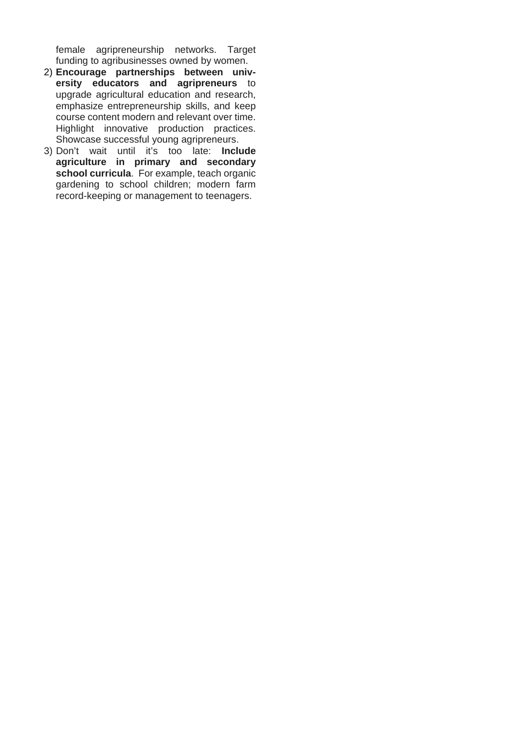female agripreneurship networks. Target funding to agribusinesses owned by women.

2) **Encourage partnerships between university educators and agripreneurs** to upgrade agricultural education and research, emphasize entrepreneurship skills, and keep course content modern and relevant over time. Highlight innovative production practices. Showcase successful young agripreneurs.
3) Don't wait until it's too late: **Include agriculture in primary and secondary school curricula**. For example, teach organic gardening to school children; modern farm record-keeping or management to teenagers.